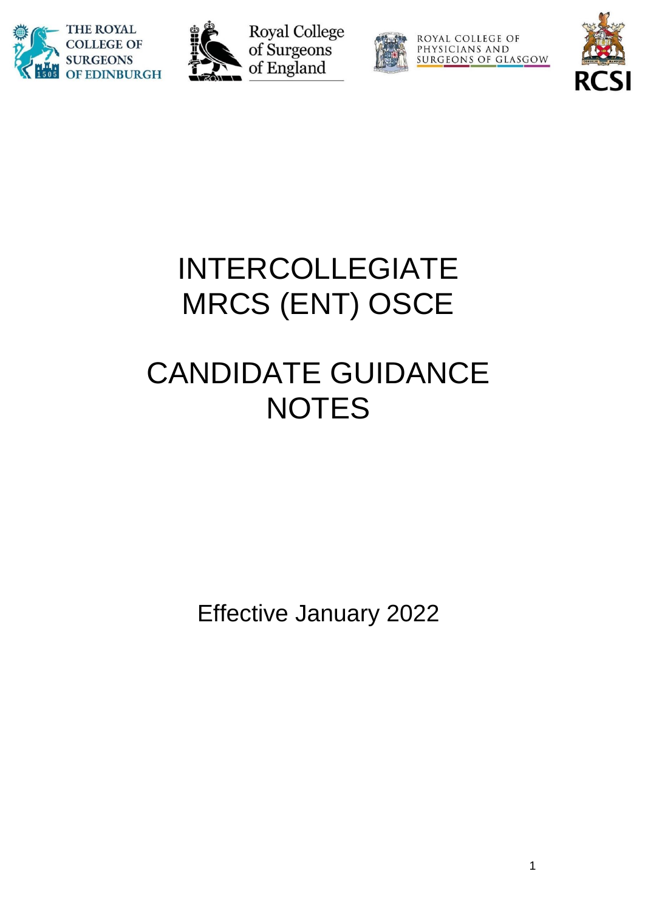THE ROYAL COLLEGE OF SURGEONS OF EDINBURGH

Royal College of Surgeons of England

ROYAL COLLEGE OF PHYSICIANS AND SURGEONS OF GLASGOW

RCSI

# INTERCOLLEGIATE MRCS (ENT) OSCE

# CANDIDATE GUIDANCE NOTES

Effective January 2022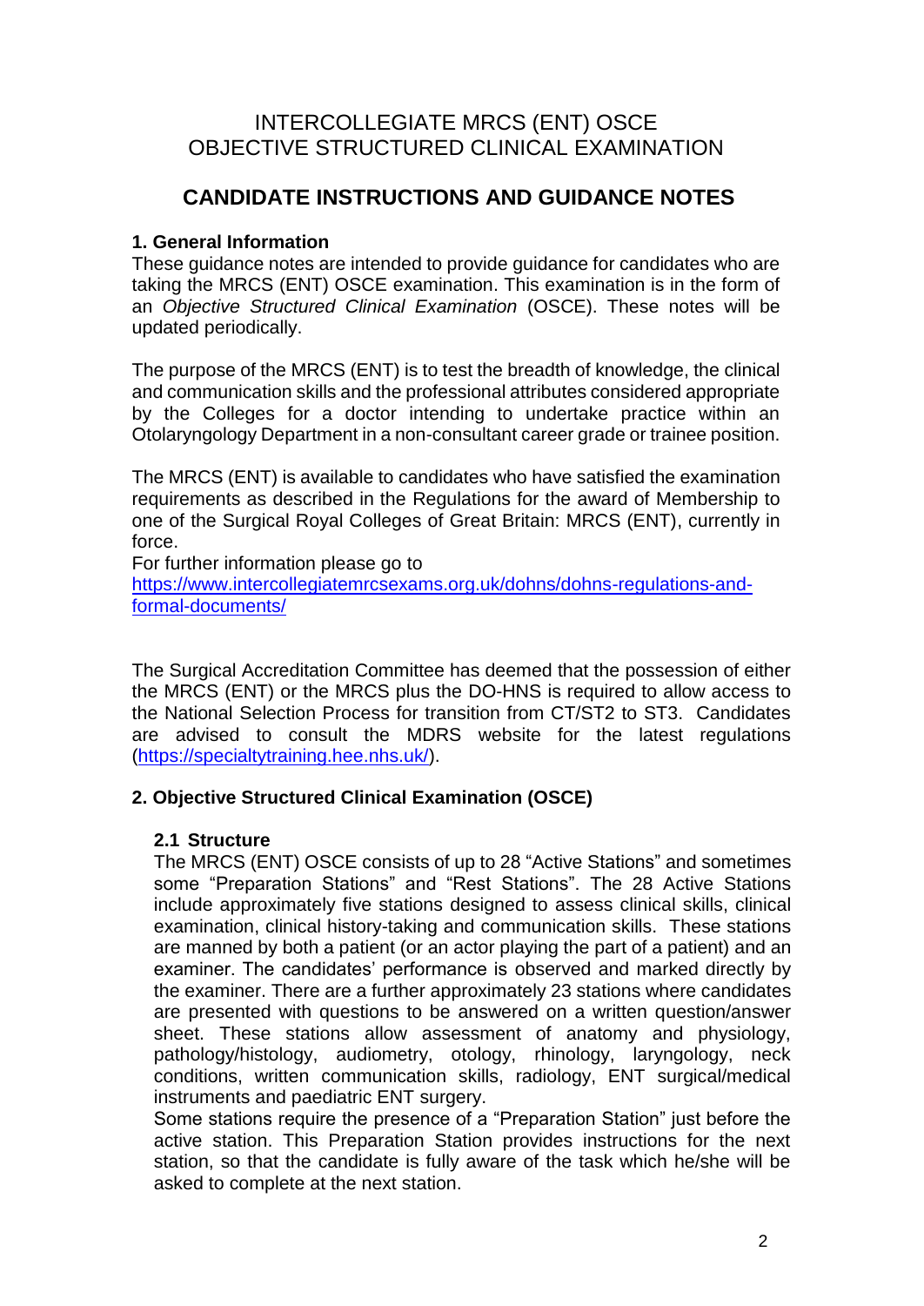# INTERCOLLEGIATE MRCS (ENT) OSCE
# OBJECTIVE STRUCTURED CLINICAL EXAMINATION

## CANDIDATE INSTRUCTIONS AND GUIDANCE NOTES

### 1. General Information

These guidance notes are intended to provide guidance for candidates who are taking the MRCS (ENT) OSCE examination. This examination is in the form of an *Objective Structured Clinical Examination* (OSCE). These notes will be updated periodically.

The purpose of the MRCS (ENT) is to test the breadth of knowledge, the clinical and communication skills and the professional attributes considered appropriate by the Colleges for a doctor intending to undertake practice within an Otolaryngology Department in a non-consultant career grade or trainee position.

The MRCS (ENT) is available to candidates who have satisfied the examination requirements as described in the Regulations for the award of Membership to one of the Surgical Royal Colleges of Great Britain: MRCS (ENT), currently in force.

For further information please go to
[https://www.intercollegiatemrcsexams.org.uk/dohns/dohns-regulations-and-formal-documents/](https://www.intercollegiatemrcsexams.org.uk/dohns/dohns-regulations-and-formal-documents/)

The Surgical Accreditation Committee has deemed that the possession of either the MRCS (ENT) or the MRCS plus the DO-HNS is required to allow access to the National Selection Process for transition from CT/ST2 to ST3. Candidates are advised to consult the MDRS website for the latest regulations ([https://specialtytraining.hee.nhs.uk/](https://specialtytraining.hee.nhs.uk/)).

### 2. Objective Structured Clinical Examination (OSCE)

#### 2.1 Structure

The MRCS (ENT) OSCE consists of up to 28 "Active Stations" and sometimes some "Preparation Stations" and "Rest Stations". The 28 Active Stations include approximately five stations designed to assess clinical skills, clinical examination, clinical history-taking and communication skills. These stations are manned by both a patient (or an actor playing the part of a patient) and an examiner. The candidates' performance is observed and marked directly by the examiner. There are a further approximately 23 stations where candidates are presented with questions to be answered on a written question/answer sheet. These stations allow assessment of anatomy and physiology, pathology/histology, audiometry, otology, rhinology, laryngology, neck conditions, written communication skills, radiology, ENT surgical/medical instruments and paediatric ENT surgery.

Some stations require the presence of a "Preparation Station" just before the active station. This Preparation Station provides instructions for the next station, so that the candidate is fully aware of the task which he/she will be asked to complete at the next station.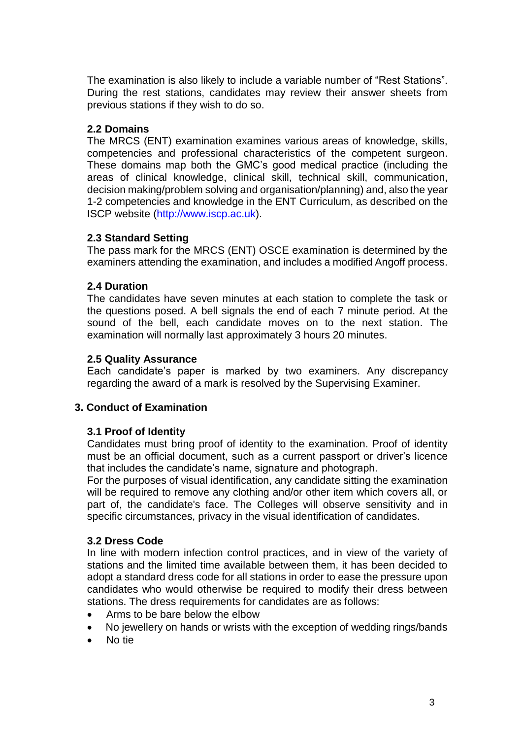The examination is also likely to include a variable number of “Rest Stations”. During the rest stations, candidates may review their answer sheets from previous stations if they wish to do so.

### 2.2 Domains

The MRCS (ENT) examination examines various areas of knowledge, skills, competencies and professional characteristics of the competent surgeon. These domains map both the GMC’s good medical practice (including the areas of clinical knowledge, clinical skill, technical skill, communication, decision making/problem solving and organisation/planning) and, also the year 1-2 competencies and knowledge in the ENT Curriculum, as described on the ISCP website (http://www.iscp.ac.uk).

### 2.3 Standard Setting

The pass mark for the MRCS (ENT) OSCE examination is determined by the examiners attending the examination, and includes a modified Angoff process.

### 2.4 Duration

The candidates have seven minutes at each station to complete the task or the questions posed. A bell signals the end of each 7 minute period. At the sound of the bell, each candidate moves on to the next station. The examination will normally last approximately 3 hours 20 minutes.

### 2.5 Quality Assurance

Each candidate’s paper is marked by two examiners. Any discrepancy regarding the award of a mark is resolved by the Supervising Examiner.

## 3. Conduct of Examination

### 3.1 Proof of Identity

Candidates must bring proof of identity to the examination. Proof of identity must be an official document, such as a current passport or driver’s licence that includes the candidate’s name, signature and photograph.

For the purposes of visual identification, any candidate sitting the examination will be required to remove any clothing and/or other item which covers all, or part of, the candidate's face. The Colleges will observe sensitivity and in specific circumstances, privacy in the visual identification of candidates.

### 3.2 Dress Code

In line with modern infection control practices, and in view of the variety of stations and the limited time available between them, it has been decided to adopt a standard dress code for all stations in order to ease the pressure upon candidates who would otherwise be required to modify their dress between stations. The dress requirements for candidates are as follows:

- Arms to be bare below the elbow
- No jewellery on hands or wrists with the exception of wedding rings/bands
- No tie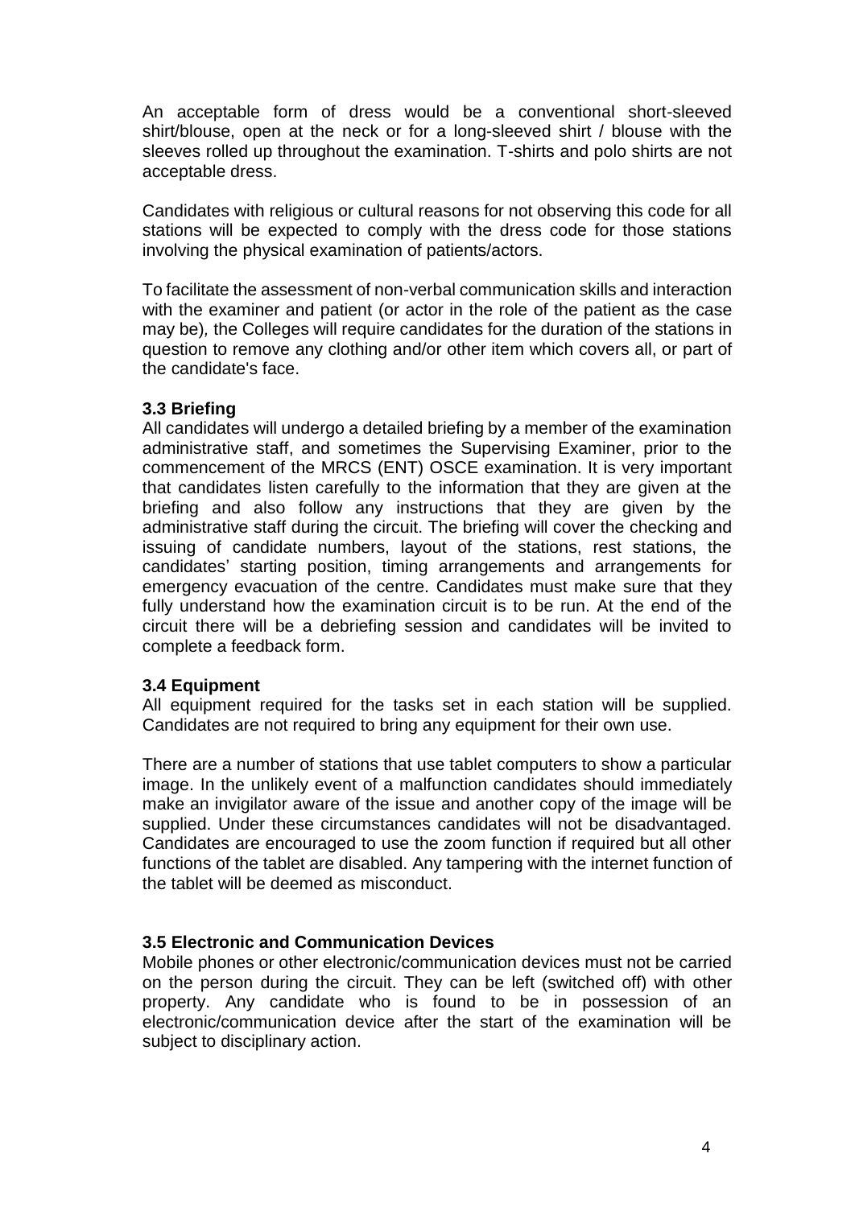An acceptable form of dress would be a conventional short-sleeved shirt/blouse, open at the neck or for a long-sleeved shirt / blouse with the sleeves rolled up throughout the examination. T-shirts and polo shirts are not acceptable dress.

Candidates with religious or cultural reasons for not observing this code for all stations will be expected to comply with the dress code for those stations involving the physical examination of patients/actors.

To facilitate the assessment of non-verbal communication skills and interaction with the examiner and patient (or actor in the role of the patient as the case may be), the Colleges will require candidates for the duration of the stations in question to remove any clothing and/or other item which covers all, or part of the candidate's face.

### 3.3 Briefing

All candidates will undergo a detailed briefing by a member of the examination administrative staff, and sometimes the Supervising Examiner, prior to the commencement of the MRCS (ENT) OSCE examination. It is very important that candidates listen carefully to the information that they are given at the briefing and also follow any instructions that they are given by the administrative staff during the circuit. The briefing will cover the checking and issuing of candidate numbers, layout of the stations, rest stations, the candidates' starting position, timing arrangements and arrangements for emergency evacuation of the centre. Candidates must make sure that they fully understand how the examination circuit is to be run. At the end of the circuit there will be a debriefing session and candidates will be invited to complete a feedback form.

### 3.4 Equipment

All equipment required for the tasks set in each station will be supplied. Candidates are not required to bring any equipment for their own use.

There are a number of stations that use tablet computers to show a particular image. In the unlikely event of a malfunction candidates should immediately make an invigilator aware of the issue and another copy of the image will be supplied. Under these circumstances candidates will not be disadvantaged. Candidates are encouraged to use the zoom function if required but all other functions of the tablet are disabled. Any tampering with the internet function of the tablet will be deemed as misconduct.

### 3.5 Electronic and Communication Devices

Mobile phones or other electronic/communication devices must not be carried on the person during the circuit. They can be left (switched off) with other property. Any candidate who is found to be in possession of an electronic/communication device after the start of the examination will be subject to disciplinary action.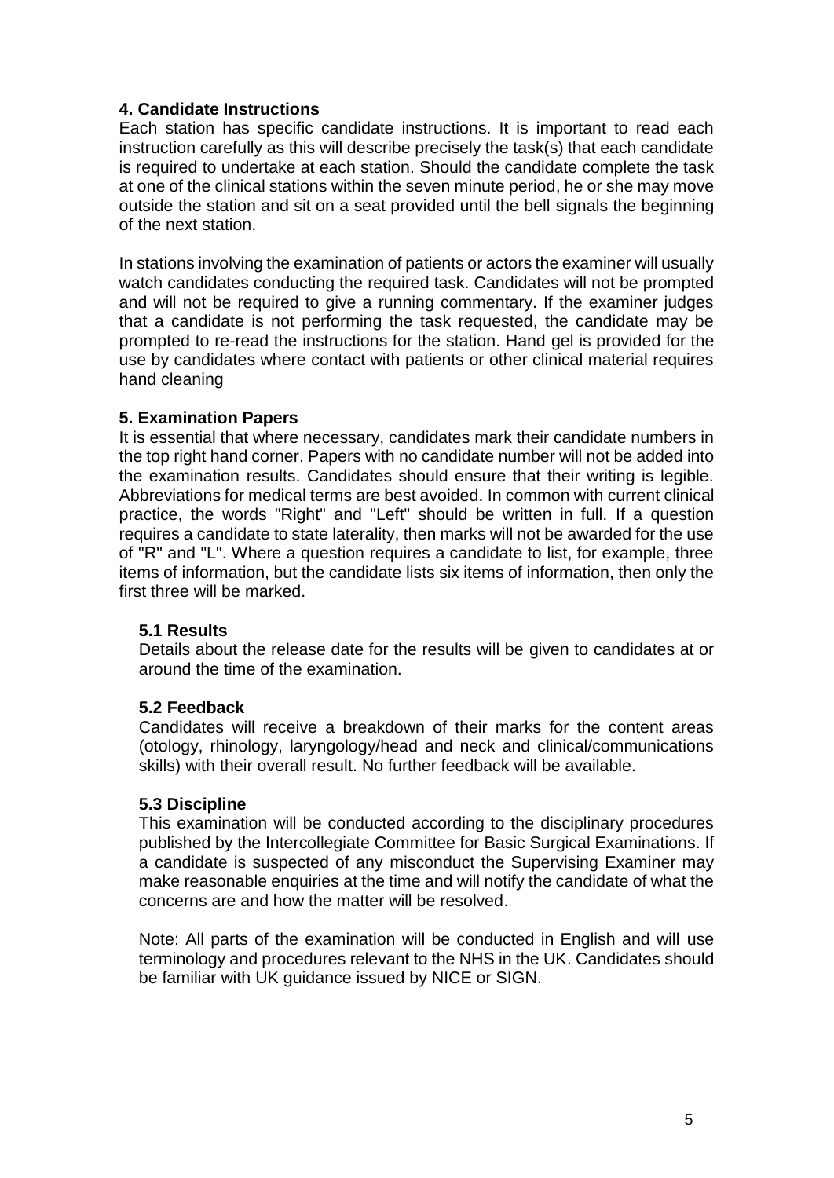## 4. Candidate Instructions

Each station has specific candidate instructions. It is important to read each instruction carefully as this will describe precisely the task(s) that each candidate is required to undertake at each station. Should the candidate complete the task at one of the clinical stations within the seven minute period, he or she may move outside the station and sit on a seat provided until the bell signals the beginning of the next station.

In stations involving the examination of patients or actors the examiner will usually watch candidates conducting the required task. Candidates will not be prompted and will not be required to give a running commentary. If the examiner judges that a candidate is not performing the task requested, the candidate may be prompted to re-read the instructions for the station. Hand gel is provided for the use by candidates where contact with patients or other clinical material requires hand cleaning

## 5. Examination Papers

It is essential that where necessary, candidates mark their candidate numbers in the top right hand corner. Papers with no candidate number will not be added into the examination results. Candidates should ensure that their writing is legible. Abbreviations for medical terms are best avoided. In common with current clinical practice, the words "Right" and "Left" should be written in full. If a question requires a candidate to state laterality, then marks will not be awarded for the use of "R" and "L". Where a question requires a candidate to list, for example, three items of information, but the candidate lists six items of information, then only the first three will be marked.

### 5.1 Results

Details about the release date for the results will be given to candidates at or around the time of the examination.

### 5.2 Feedback

Candidates will receive a breakdown of their marks for the content areas (otology, rhinology, laryngology/head and neck and clinical/communications skills) with their overall result. No further feedback will be available.

### 5.3 Discipline

This examination will be conducted according to the disciplinary procedures published by the Intercollegiate Committee for Basic Surgical Examinations. If a candidate is suspected of any misconduct the Supervising Examiner may make reasonable enquiries at the time and will notify the candidate of what the concerns are and how the matter will be resolved.

Note: All parts of the examination will be conducted in English and will use terminology and procedures relevant to the NHS in the UK. Candidates should be familiar with UK guidance issued by NICE or SIGN.